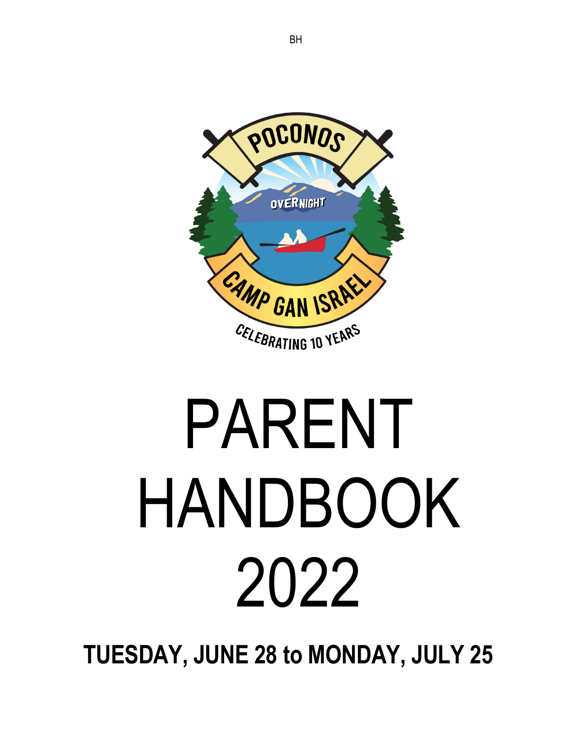BH

POCONOS

OVERNIGHT

CAMP GAN ISRAEL

CELEBRATING 10 YEARS

# PARENT HANDBOOK 2022

**TUESDAY, JUNE 28 to MONDAY, JULY 25**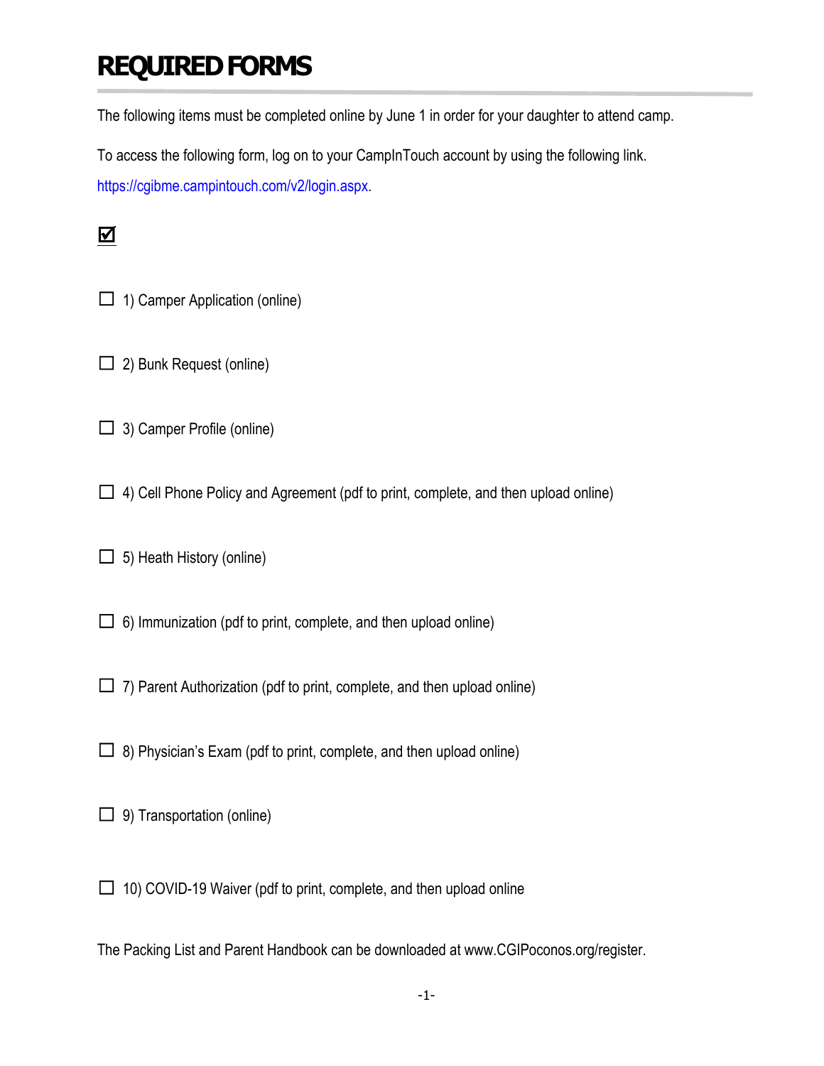# REQUIRED FORMS

The following items must be completed online by June 1 in order for your daughter to attend camp.

To access the following form, log on to your CampInTouch account by using the following link. https://cgibme.campintouch.com/v2/login.aspx.

☑

- ☐ 1) Camper Application (online)
- ☐ 2) Bunk Request (online)
- ☐ 3) Camper Profile (online)
- ☐ 4) Cell Phone Policy and Agreement (pdf to print, complete, and then upload online)
- ☐ 5) Heath History (online)
- ☐ 6) Immunization (pdf to print, complete, and then upload online)
- ☐ 7) Parent Authorization (pdf to print, complete, and then upload online)
- ☐ 8) Physician's Exam (pdf to print, complete, and then upload online)
- ☐ 9) Transportation (online)
- ☐ 10) COVID-19 Waiver (pdf to print, complete, and then upload online

The Packing List and Parent Handbook can be downloaded at www.CGIPoconos.org/register.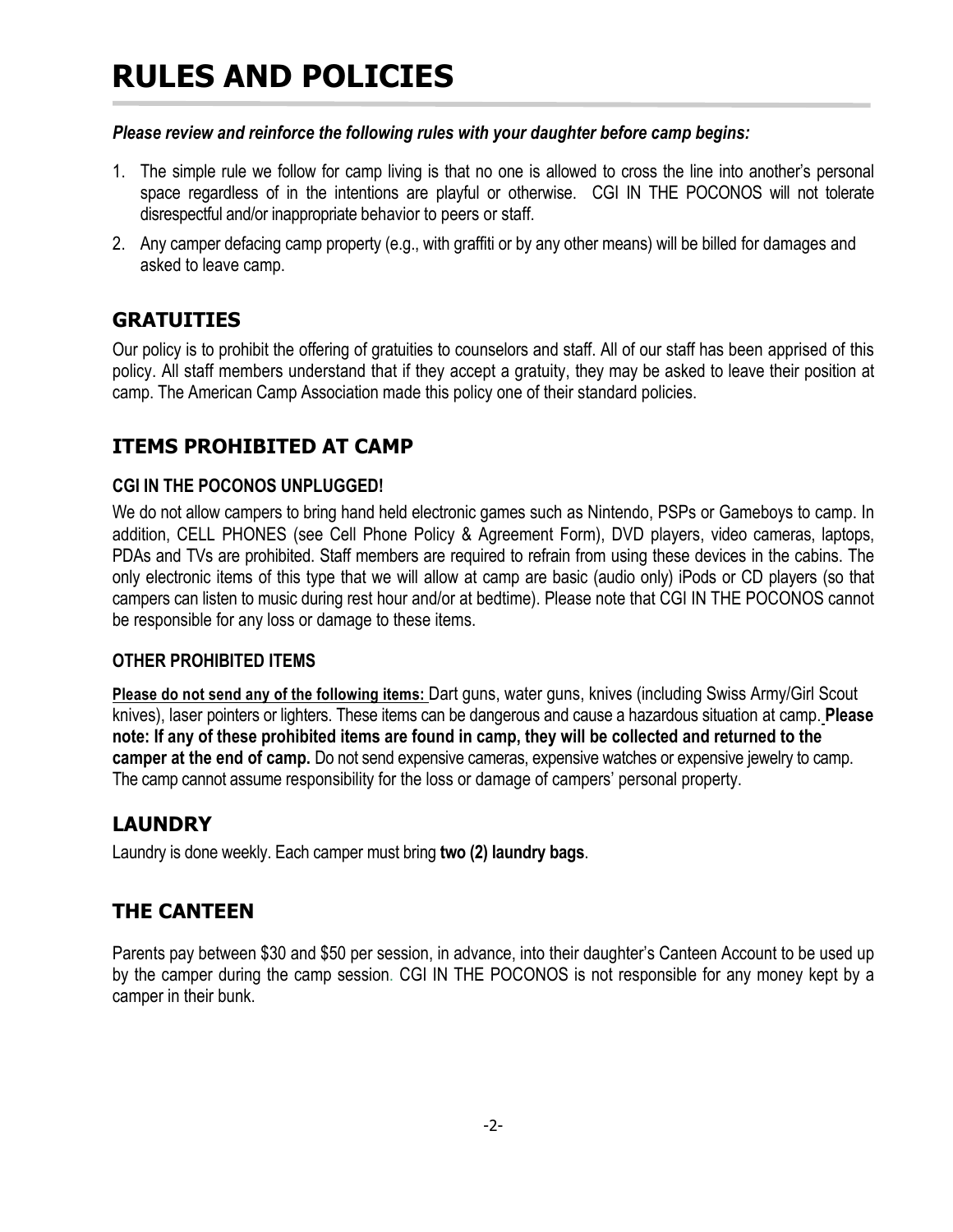# RULES AND POLICIES

***Please review and reinforce the following rules with your daughter before camp begins:***

1. The simple rule we follow for camp living is that no one is allowed to cross the line into another's personal space regardless of in the intentions are playful or otherwise. CGI IN THE POCONOS will not tolerate disrespectful and/or inappropriate behavior to peers or staff.
2. Any camper defacing camp property (e.g., with graffiti or by any other means) will be billed for damages and asked to leave camp.

## GRATUITIES

Our policy is to prohibit the offering of gratuities to counselors and staff. All of our staff has been apprised of this policy. All staff members understand that if they accept a gratuity, they may be asked to leave their position at camp. The American Camp Association made this policy one of their standard policies.

## ITEMS PROHIBITED AT CAMP

### CGI IN THE POCONOS UNPLUGGED!

We do not allow campers to bring hand held electronic games such as Nintendo, PSPs or Gameboys to camp. In addition, CELL PHONES (see Cell Phone Policy & Agreement Form), DVD players, video cameras, laptops, PDAs and TVs are prohibited. Staff members are required to refrain from using these devices in the cabins. The only electronic items of this type that we will allow at camp are basic (audio only) iPods or CD players (so that campers can listen to music during rest hour and/or at bedtime). Please note that CGI IN THE POCONOS cannot be responsible for any loss or damage to these items.

### OTHER PROHIBITED ITEMS

**Please do not send any of the following items:** Dart guns, water guns, knives (including Swiss Army/Girl Scout knives), laser pointers or lighters. These items can be dangerous and cause a hazardous situation at camp. **Please note: If any of these prohibited items are found in camp, they will be collected and returned to the camper at the end of camp.** Do not send expensive cameras, expensive watches or expensive jewelry to camp. The camp cannot assume responsibility for the loss or damage of campers' personal property.

## LAUNDRY

Laundry is done weekly. Each camper must bring **two (2) laundry bags**.

## THE CANTEEN

Parents pay between $30 and $50 per session, in advance, into their daughter's Canteen Account to be used up by the camper during the camp session. CGI IN THE POCONOS is not responsible for any money kept by a camper in their bunk.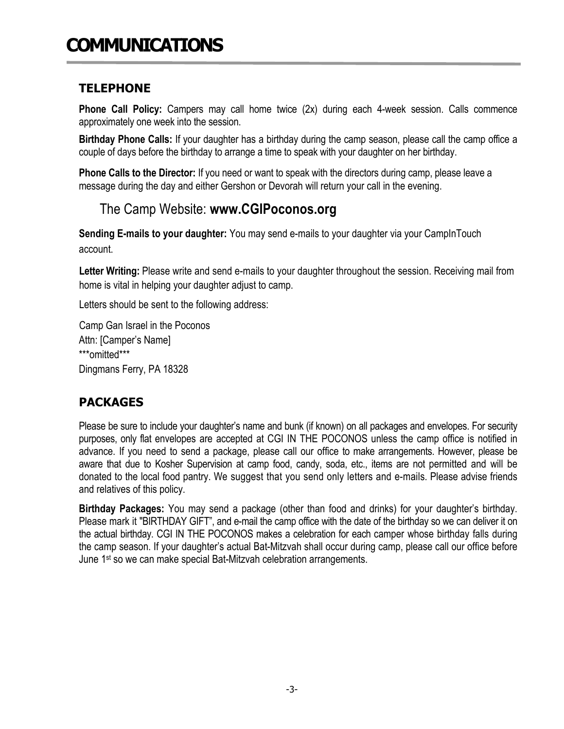# COMMUNICATIONS

## TELEPHONE

**Phone Call Policy:** Campers may call home twice (2x) during each 4-week session. Calls commence approximately one week into the session.

**Birthday Phone Calls:** If your daughter has a birthday during the camp season, please call the camp office a couple of days before the birthday to arrange a time to speak with your daughter on her birthday.

**Phone Calls to the Director:** If you need or want to speak with the directors during camp, please leave a message during the day and either Gershon or Devorah will return your call in the evening.

The Camp Website: **www.CGIPoconos.org**

**Sending E-mails to your daughter:** You may send e-mails to your daughter via your CampInTouch account.

**Letter Writing:** Please write and send e-mails to your daughter throughout the session. Receiving mail from home is vital in helping your daughter adjust to camp.

Letters should be sent to the following address:

Camp Gan Israel in the Poconos
Attn: [Camper's Name]
***omitted***
Dingmans Ferry, PA 18328

## PACKAGES

Please be sure to include your daughter's name and bunk (if known) on all packages and envelopes. For security purposes, only flat envelopes are accepted at CGI IN THE POCONOS unless the camp office is notified in advance. If you need to send a package, please call our office to make arrangements. However, please be aware that due to Kosher Supervision at camp food, candy, soda, etc., items are not permitted and will be donated to the local food pantry. We suggest that you send only letters and e-mails. Please advise friends and relatives of this policy.

**Birthday Packages:** You may send a package (other than food and drinks) for your daughter's birthday. Please mark it "BIRTHDAY GIFT", and e-mail the camp office with the date of the birthday so we can deliver it on the actual birthday. CGI IN THE POCONOS makes a celebration for each camper whose birthday falls during the camp season. If your daughter's actual Bat-Mitzvah shall occur during camp, please call our office before June 1st so we can make special Bat-Mitzvah celebration arrangements.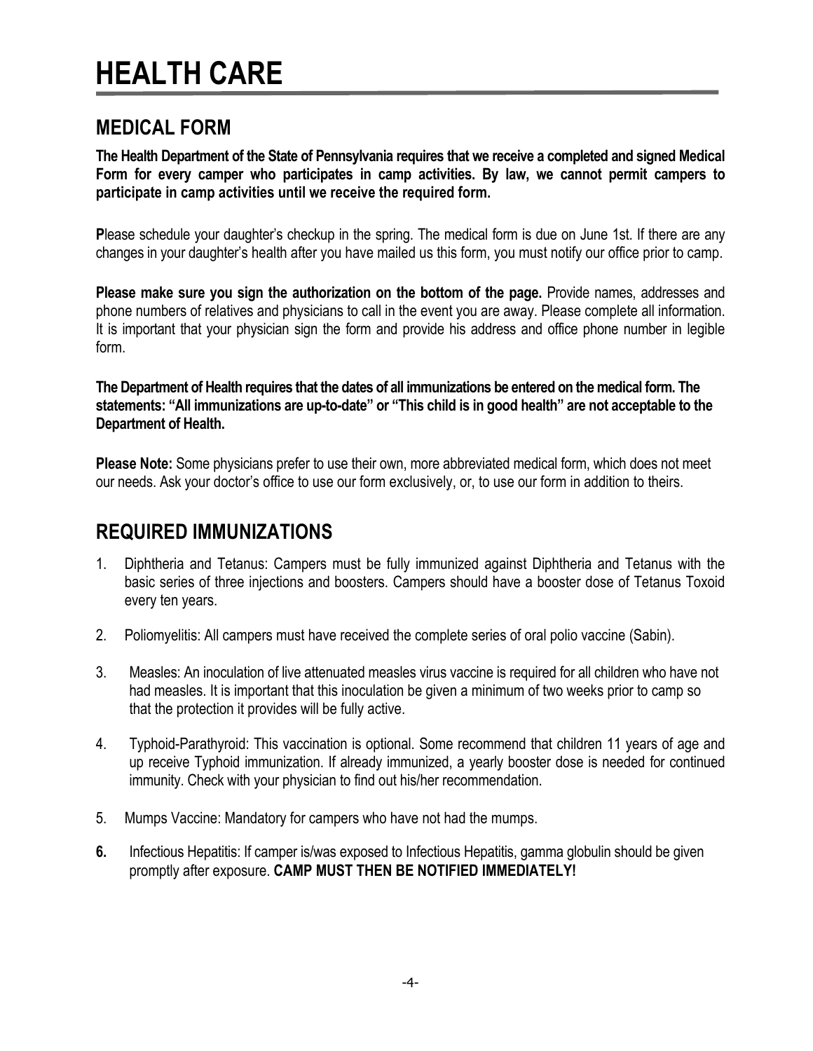# HEALTH CARE

## MEDICAL FORM

**The Health Department of the State of Pennsylvania requires that we receive a completed and signed Medical Form for every camper who participates in camp activities. By law, we cannot permit campers to participate in camp activities until we receive the required form.**

**P**lease schedule your daughter's checkup in the spring. The medical form is due on June 1st. If there are any changes in your daughter's health after you have mailed us this form, you must notify our office prior to camp.

**Please make sure you sign the authorization on the bottom of the page.** Provide names, addresses and phone numbers of relatives and physicians to call in the event you are away. Please complete all information. It is important that your physician sign the form and provide his address and office phone number in legible form.

**The Department of Health requires that the dates of all immunizations be entered on the medical form. The statements: "All immunizations are up-to-date" or "This child is in good health" are not acceptable to the Department of Health.**

**Please Note:** Some physicians prefer to use their own, more abbreviated medical form, which does not meet our needs. Ask your doctor's office to use our form exclusively, or, to use our form in addition to theirs.

## REQUIRED IMMUNIZATIONS

1. Diphtheria and Tetanus: Campers must be fully immunized against Diphtheria and Tetanus with the basic series of three injections and boosters. Campers should have a booster dose of Tetanus Toxoid every ten years.
2. Poliomyelitis: All campers must have received the complete series of oral polio vaccine (Sabin).
3. Measles: An inoculation of live attenuated measles virus vaccine is required for all children who have not had measles. It is important that this inoculation be given a minimum of two weeks prior to camp so that the protection it provides will be fully active.
4. Typhoid-Parathyroid: This vaccination is optional. Some recommend that children 11 years of age and up receive Typhoid immunization. If already immunized, a yearly booster dose is needed for continued immunity. Check with your physician to find out his/her recommendation.
5. Mumps Vaccine: Mandatory for campers who have not had the mumps.
6. Infectious Hepatitis: If camper is/was exposed to Infectious Hepatitis, gamma globulin should be given promptly after exposure. **CAMP MUST THEN BE NOTIFIED IMMEDIATELY!**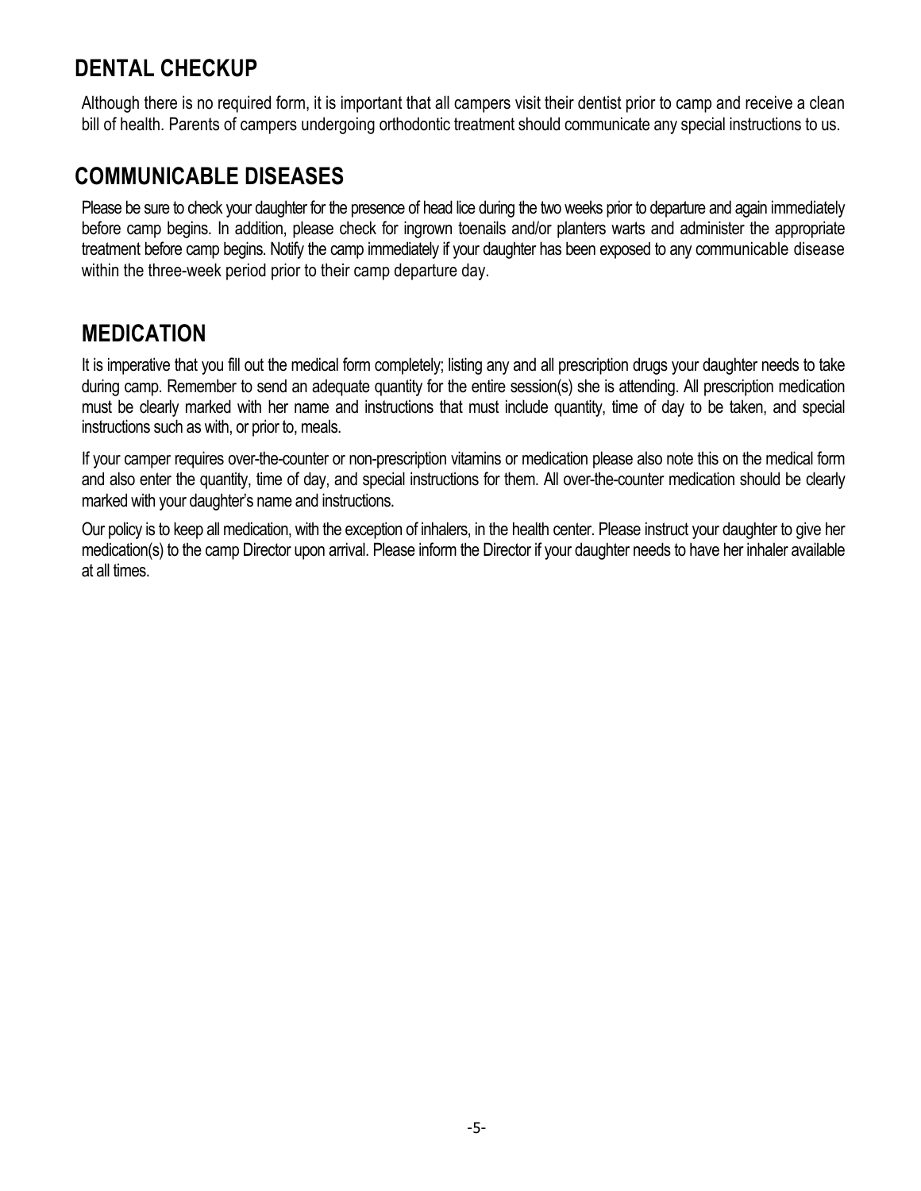## DENTAL CHECKUP

Although there is no required form, it is important that all campers visit their dentist prior to camp and receive a clean bill of health. Parents of campers undergoing orthodontic treatment should communicate any special instructions to us.

## COMMUNICABLE DISEASES

Please be sure to check your daughter for the presence of head lice during the two weeks prior to departure and again immediately before camp begins. In addition, please check for ingrown toenails and/or planters warts and administer the appropriate treatment before camp begins. Notify the camp immediately if your daughter has been exposed to any communicable disease within the three-week period prior to their camp departure day.

## MEDICATION

It is imperative that you fill out the medical form completely; listing any and all prescription drugs your daughter needs to take during camp. Remember to send an adequate quantity for the entire session(s) she is attending. All prescription medication must be clearly marked with her name and instructions that must include quantity, time of day to be taken, and special instructions such as with, or prior to, meals.

If your camper requires over-the-counter or non-prescription vitamins or medication please also note this on the medical form and also enter the quantity, time of day, and special instructions for them. All over-the-counter medication should be clearly marked with your daughter's name and instructions.

Our policy is to keep all medication, with the exception of inhalers, in the health center. Please instruct your daughter to give her medication(s) to the camp Director upon arrival. Please inform the Director if your daughter needs to have her inhaler available at all times.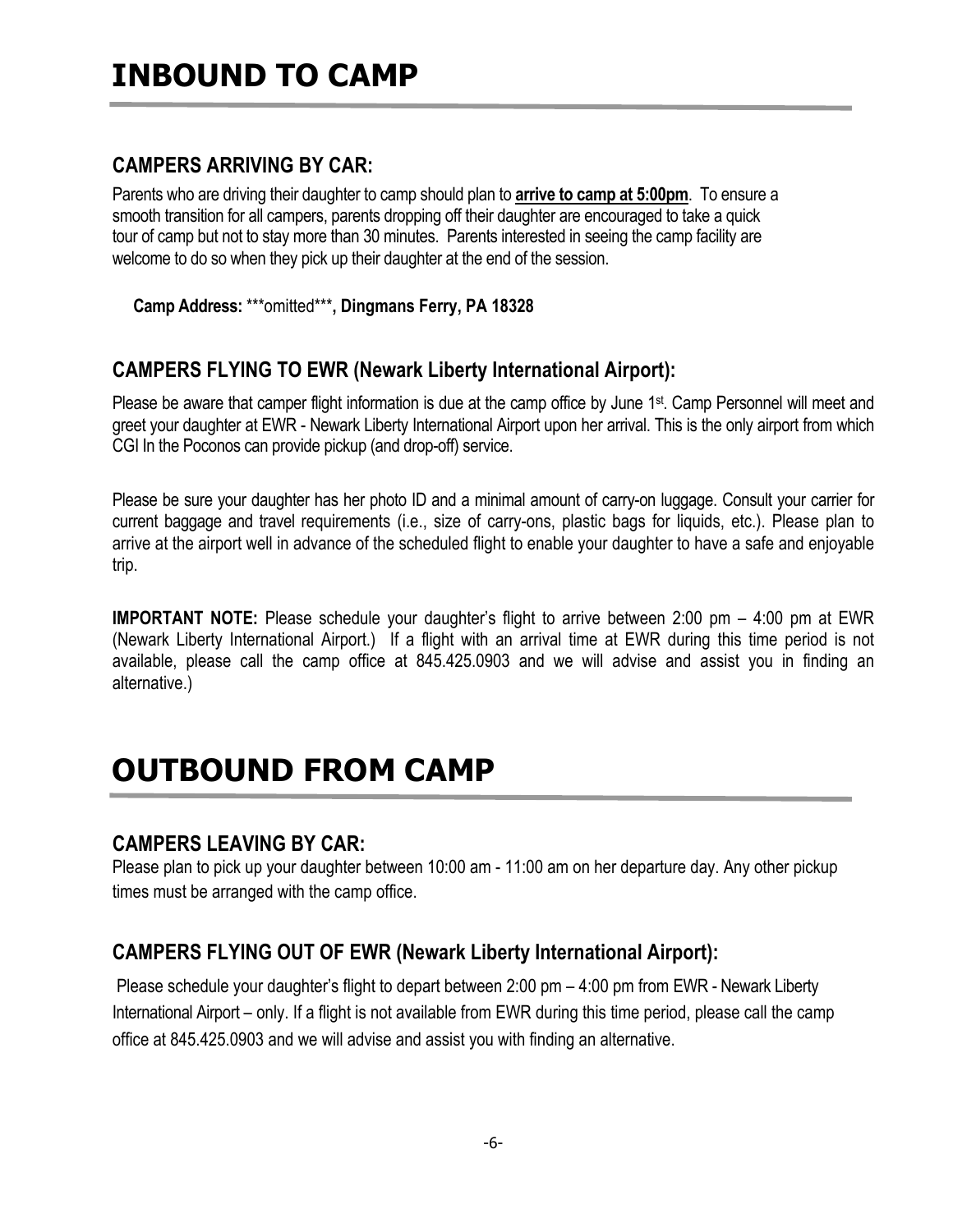# INBOUND TO CAMP

## CAMPERS ARRIVING BY CAR:

Parents who are driving their daughter to camp should plan to **arrive to camp at 5:00pm**. To ensure a smooth transition for all campers, parents dropping off their daughter are encouraged to take a quick tour of camp but not to stay more than 30 minutes. Parents interested in seeing the camp facility are welcome to do so when they pick up their daughter at the end of the session.

**Camp Address:** ***omitted***, **Dingmans Ferry, PA 18328**

## CAMPERS FLYING TO EWR (Newark Liberty International Airport):

Please be aware that camper flight information is due at the camp office by June 1st. Camp Personnel will meet and greet your daughter at EWR - Newark Liberty International Airport upon her arrival. This is the only airport from which CGI In the Poconos can provide pickup (and drop-off) service.

Please be sure your daughter has her photo ID and a minimal amount of carry-on luggage. Consult your carrier for current baggage and travel requirements (i.e., size of carry-ons, plastic bags for liquids, etc.). Please plan to arrive at the airport well in advance of the scheduled flight to enable your daughter to have a safe and enjoyable trip.

**IMPORTANT NOTE:** Please schedule your daughter's flight to arrive between 2:00 pm – 4:00 pm at EWR (Newark Liberty International Airport.) If a flight with an arrival time at EWR during this time period is not available, please call the camp office at 845.425.0903 and we will advise and assist you in finding an alternative.)

# OUTBOUND FROM CAMP

## CAMPERS LEAVING BY CAR:

Please plan to pick up your daughter between 10:00 am - 11:00 am on her departure day. Any other pickup times must be arranged with the camp office.

## CAMPERS FLYING OUT OF EWR (Newark Liberty International Airport):

Please schedule your daughter's flight to depart between 2:00 pm – 4:00 pm from EWR - Newark Liberty International Airport – only. If a flight is not available from EWR during this time period, please call the camp office at 845.425.0903 and we will advise and assist you with finding an alternative.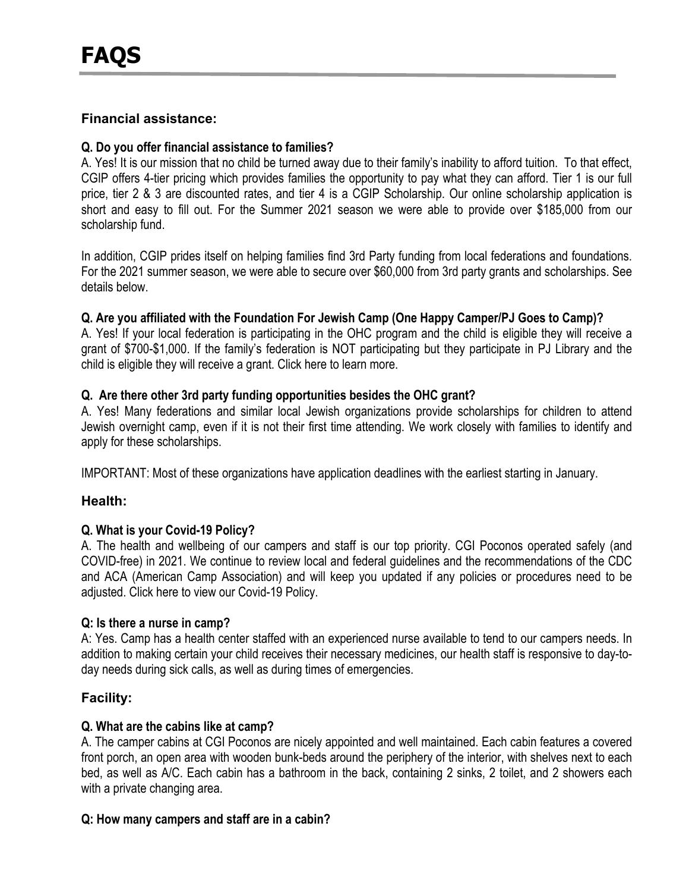# FAQS

## Financial assistance:

**Q. Do you offer financial assistance to families?**

A. Yes! It is our mission that no child be turned away due to their family's inability to afford tuition. To that effect, CGIP offers 4-tier pricing which provides families the opportunity to pay what they can afford. Tier 1 is our full price, tier 2 & 3 are discounted rates, and tier 4 is a CGIP Scholarship. Our online scholarship application is short and easy to fill out. For the Summer 2021 season we were able to provide over $185,000 from our scholarship fund.

In addition, CGIP prides itself on helping families find 3rd Party funding from local federations and foundations. For the 2021 summer season, we were able to secure over $60,000 from 3rd party grants and scholarships. See details below.

**Q. Are you affiliated with the Foundation For Jewish Camp (One Happy Camper/PJ Goes to Camp)?**

A. Yes! If your local federation is participating in the OHC program and the child is eligible they will receive a grant of $700-$1,000. If the family's federation is NOT participating but they participate in PJ Library and the child is eligible they will receive a grant. Click here to learn more.

**Q. Are there other 3rd party funding opportunities besides the OHC grant?**

A. Yes! Many federations and similar local Jewish organizations provide scholarships for children to attend Jewish overnight camp, even if it is not their first time attending. We work closely with families to identify and apply for these scholarships.

IMPORTANT: Most of these organizations have application deadlines with the earliest starting in January.

## Health:

**Q. What is your Covid-19 Policy?**

A. The health and wellbeing of our campers and staff is our top priority. CGI Poconos operated safely (and COVID-free) in 2021. We continue to review local and federal guidelines and the recommendations of the CDC and ACA (American Camp Association) and will keep you updated if any policies or procedures need to be adjusted. Click here to view our Covid-19 Policy.

**Q: Is there a nurse in camp?**

A: Yes. Camp has a health center staffed with an experienced nurse available to tend to our campers needs. In addition to making certain your child receives their necessary medicines, our health staff is responsive to day-to-day needs during sick calls, as well as during times of emergencies.

## Facility:

**Q. What are the cabins like at camp?**

A. The camper cabins at CGI Poconos are nicely appointed and well maintained. Each cabin features a covered front porch, an open area with wooden bunk-beds around the periphery of the interior, with shelves next to each bed, as well as A/C. Each cabin has a bathroom in the back, containing 2 sinks, 2 toilet, and 2 showers each with a private changing area.

**Q: How many campers and staff are in a cabin?**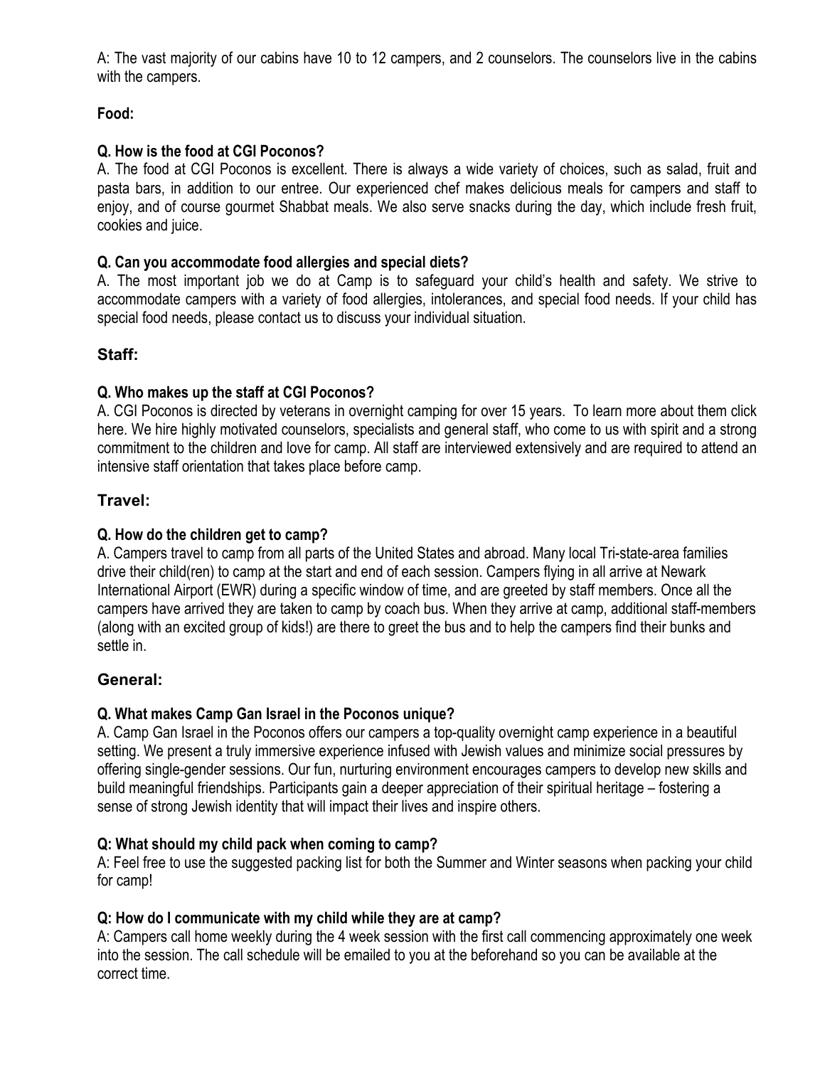A: The vast majority of our cabins have 10 to 12 campers, and 2 counselors. The counselors live in the cabins with the campers.

**Food:**

**Q. How is the food at CGI Poconos?**
A. The food at CGI Poconos is excellent. There is always a wide variety of choices, such as salad, fruit and pasta bars, in addition to our entree. Our experienced chef makes delicious meals for campers and staff to enjoy, and of course gourmet Shabbat meals. We also serve snacks during the day, which include fresh fruit, cookies and juice.

**Q. Can you accommodate food allergies and special diets?**
A. The most important job we do at Camp is to safeguard your child's health and safety. We strive to accommodate campers with a variety of food allergies, intolerances, and special food needs. If your child has special food needs, please contact us to discuss your individual situation.

## Staff:

**Q. Who makes up the staff at CGI Poconos?**
A. CGI Poconos is directed by veterans in overnight camping for over 15 years. To learn more about them click here. We hire highly motivated counselors, specialists and general staff, who come to us with spirit and a strong commitment to the children and love for camp. All staff are interviewed extensively and are required to attend an intensive staff orientation that takes place before camp.

## Travel:

**Q. How do the children get to camp?**
A. Campers travel to camp from all parts of the United States and abroad. Many local Tri-state-area families drive their child(ren) to camp at the start and end of each session. Campers flying in all arrive at Newark International Airport (EWR) during a specific window of time, and are greeted by staff members. Once all the campers have arrived they are taken to camp by coach bus. When they arrive at camp, additional staff-members (along with an excited group of kids!) are there to greet the bus and to help the campers find their bunks and settle in.

## General:

**Q. What makes Camp Gan Israel in the Poconos unique?**
A. Camp Gan Israel in the Poconos offers our campers a top-quality overnight camp experience in a beautiful setting. We present a truly immersive experience infused with Jewish values and minimize social pressures by offering single-gender sessions. Our fun, nurturing environment encourages campers to develop new skills and build meaningful friendships. Participants gain a deeper appreciation of their spiritual heritage – fostering a sense of strong Jewish identity that will impact their lives and inspire others.

**Q: What should my child pack when coming to camp?**
A: Feel free to use the suggested packing list for both the Summer and Winter seasons when packing your child for camp!

**Q: How do I communicate with my child while they are at camp?**
A: Campers call home weekly during the 4 week session with the first call commencing approximately one week into the session. The call schedule will be emailed to you at the beforehand so you can be available at the correct time.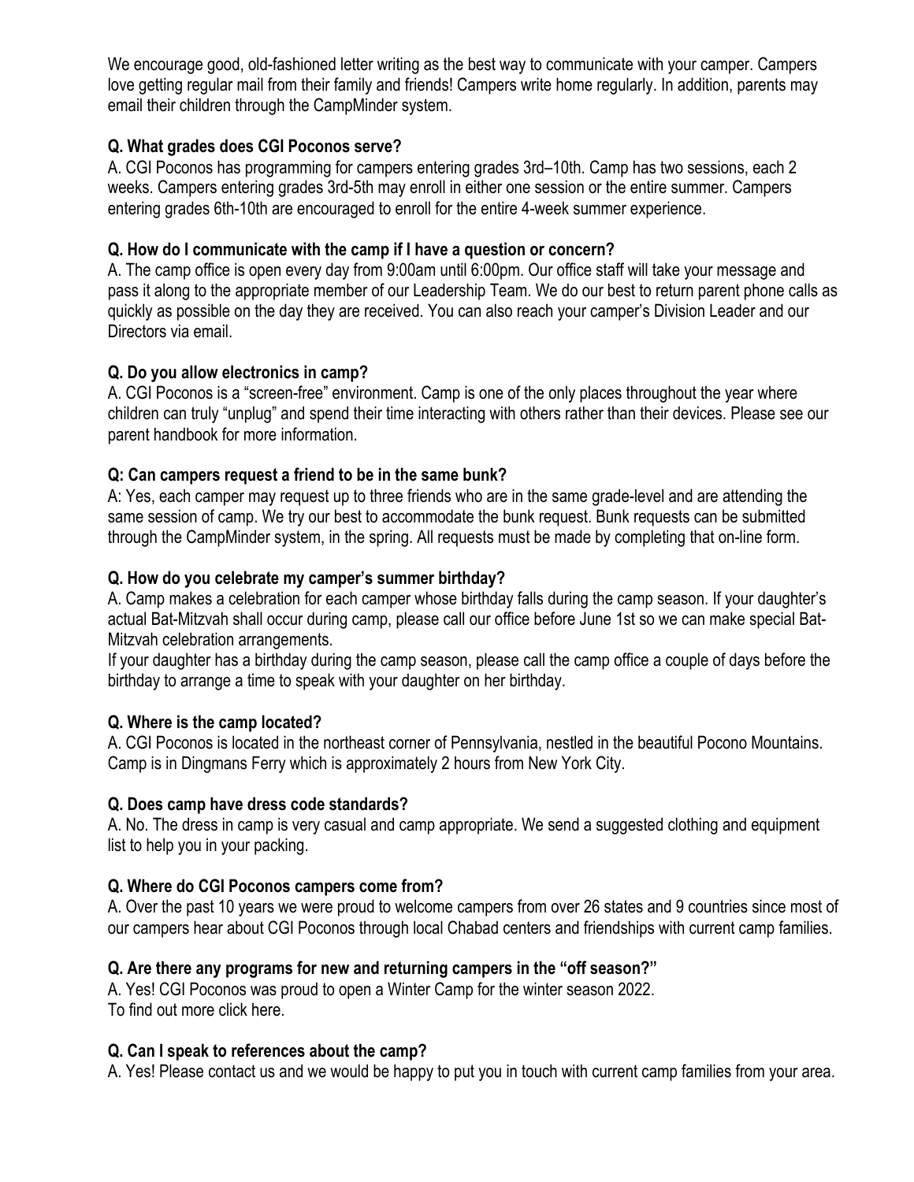We encourage good, old-fashioned letter writing as the best way to communicate with your camper. Campers love getting regular mail from their family and friends! Campers write home regularly. In addition, parents may email their children through the CampMinder system.

**Q. What grades does CGI Poconos serve?**
A. CGI Poconos has programming for campers entering grades 3rd–10th. Camp has two sessions, each 2 weeks. Campers entering grades 3rd-5th may enroll in either one session or the entire summer. Campers entering grades 6th-10th are encouraged to enroll for the entire 4-week summer experience.

**Q. How do I communicate with the camp if I have a question or concern?**
A. The camp office is open every day from 9:00am until 6:00pm. Our office staff will take your message and pass it along to the appropriate member of our Leadership Team. We do our best to return parent phone calls as quickly as possible on the day they are received. You can also reach your camper's Division Leader and our Directors via email.

**Q. Do you allow electronics in camp?**
A. CGI Poconos is a "screen-free" environment. Camp is one of the only places throughout the year where children can truly "unplug" and spend their time interacting with others rather than their devices. Please see our parent handbook for more information.

**Q: Can campers request a friend to be in the same bunk?**
A: Yes, each camper may request up to three friends who are in the same grade-level and are attending the same session of camp. We try our best to accommodate the bunk request. Bunk requests can be submitted through the CampMinder system, in the spring. All requests must be made by completing that on-line form.

**Q. How do you celebrate my camper's summer birthday?**
A. Camp makes a celebration for each camper whose birthday falls during the camp season. If your daughter's actual Bat-Mitzvah shall occur during camp, please call our office before June 1st so we can make special Bat-Mitzvah celebration arrangements.
If your daughter has a birthday during the camp season, please call the camp office a couple of days before the birthday to arrange a time to speak with your daughter on her birthday.

**Q. Where is the camp located?**
A. CGI Poconos is located in the northeast corner of Pennsylvania, nestled in the beautiful Pocono Mountains. Camp is in Dingmans Ferry which is approximately 2 hours from New York City.

**Q. Does camp have dress code standards?**
A. No. The dress in camp is very casual and camp appropriate. We send a suggested clothing and equipment list to help you in your packing.

**Q. Where do CGI Poconos campers come from?**
A. Over the past 10 years we were proud to welcome campers from over 26 states and 9 countries since most of our campers hear about CGI Poconos through local Chabad centers and friendships with current camp families.

**Q. Are there any programs for new and returning campers in the "off season?"**
A. Yes! CGI Poconos was proud to open a Winter Camp for the winter season 2022.
To find out more click here.

**Q. Can I speak to references about the camp?**
A. Yes! Please contact us and we would be happy to put you in touch with current camp families from your area.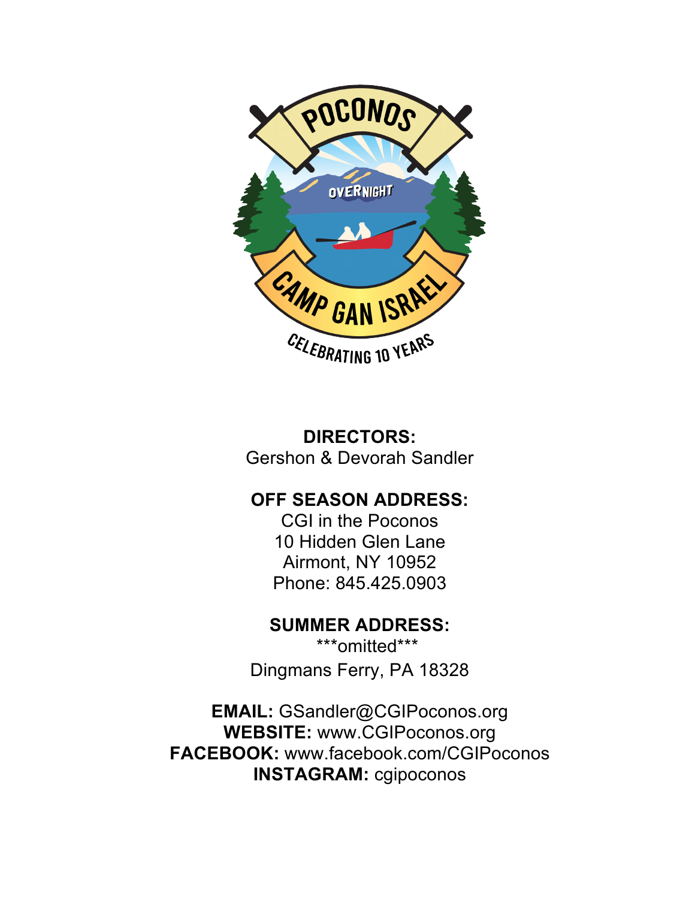**DIRECTORS:**
Gershon & Devorah Sandler

**OFF SEASON ADDRESS:**
CGI in the Poconos
10 Hidden Glen Lane
Airmont, NY 10952
Phone: 845.425.0903

**SUMMER ADDRESS:**
***omitted***
Dingmans Ferry, PA 18328

**EMAIL:** GSandler@CGIPoconos.org
**WEBSITE:** www.CGIPoconos.org
**FACEBOOK:** www.facebook.com/CGIPoconos
**INSTAGRAM:** cgipoconos